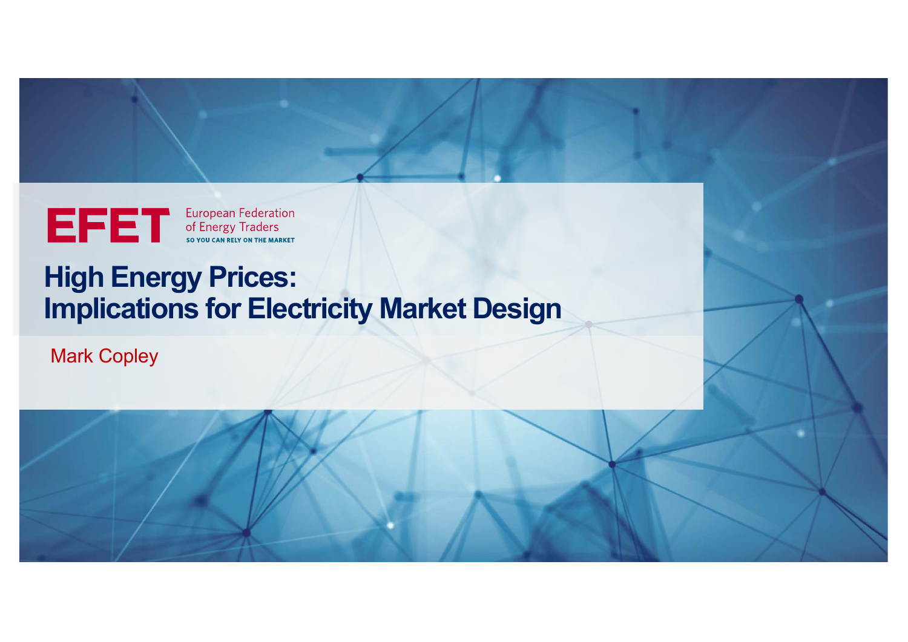EFET European Federation of Energy Traders

SO YOU CAN RELY ON THE MARKET

# High Energy Prices: Implications for Electricity Market Design

Mark Copley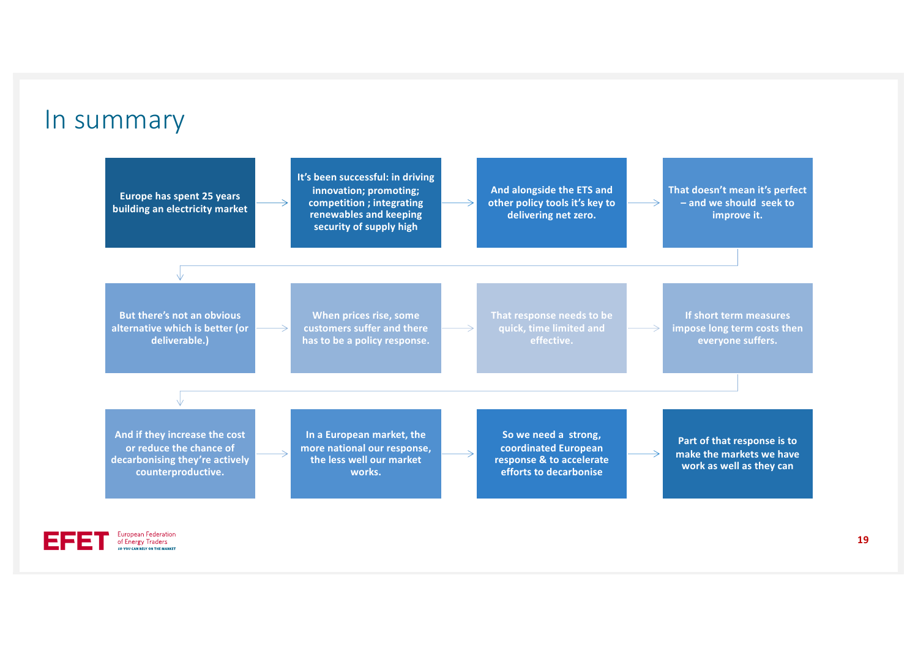# In summary

1. Europe has spent 25 years building an electricity market
2. It's been successful: in driving innovation; promoting; competition ; integrating renewables and keeping security of supply high
3. And alongside the ETS and other policy tools it's key to delivering net zero.
4. That doesn't mean it's perfect – and we should seek to improve it.
5. But there's not an obvious alternative which is better (or deliverable.)
6. When prices rise, some customers suffer and there has to be a policy response.
7. That response needs to be quick, time limited and effective.
8. If short term measures impose long term costs then everyone suffers.
9. And if they increase the cost or reduce the chance of decarbonising they're actively counterproductive.
10. In a European market, the more national our response, the less well our market works.
11. So we need a strong, coordinated European response & to accelerate efforts to decarbonise
12. Part of that response is to make the markets we have work as well as they can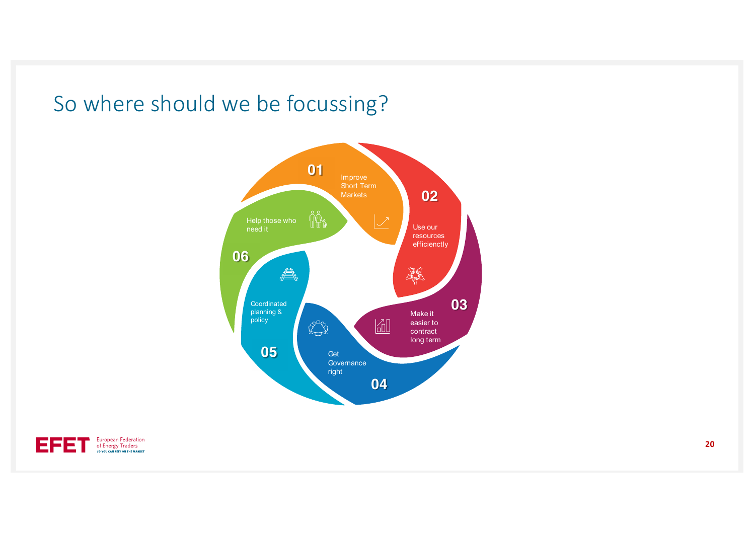# So where should we be focussing?

- **01** Improve Short Term Markets
- **02** Use our resources efficienctly
- **03** Make it easier to contract long term
- **04** Get Governance right
- **05** Coordinated planning & policy
- **06** Help those who need it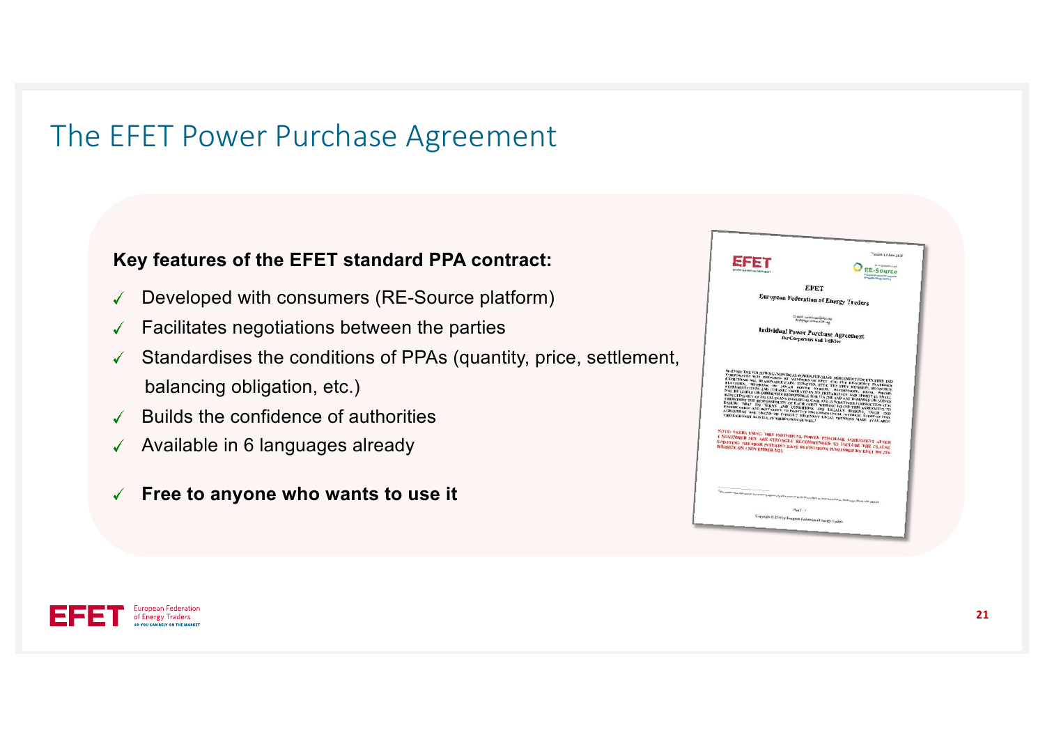# The EFET Power Purchase Agreement

**Key features of the EFET standard PPA contract:**

- ✓ Developed with consumers (RE-Source platform)
- ✓ Facilitates negotiations between the parties
- ✓ Standardises the conditions of PPAs (quantity, price, settlement, balancing obligation, etc.)
- ✓ Builds the confidence of authorities
- ✓ Available in 6 languages already
- ✓ **Free to anyone who wants to use it**